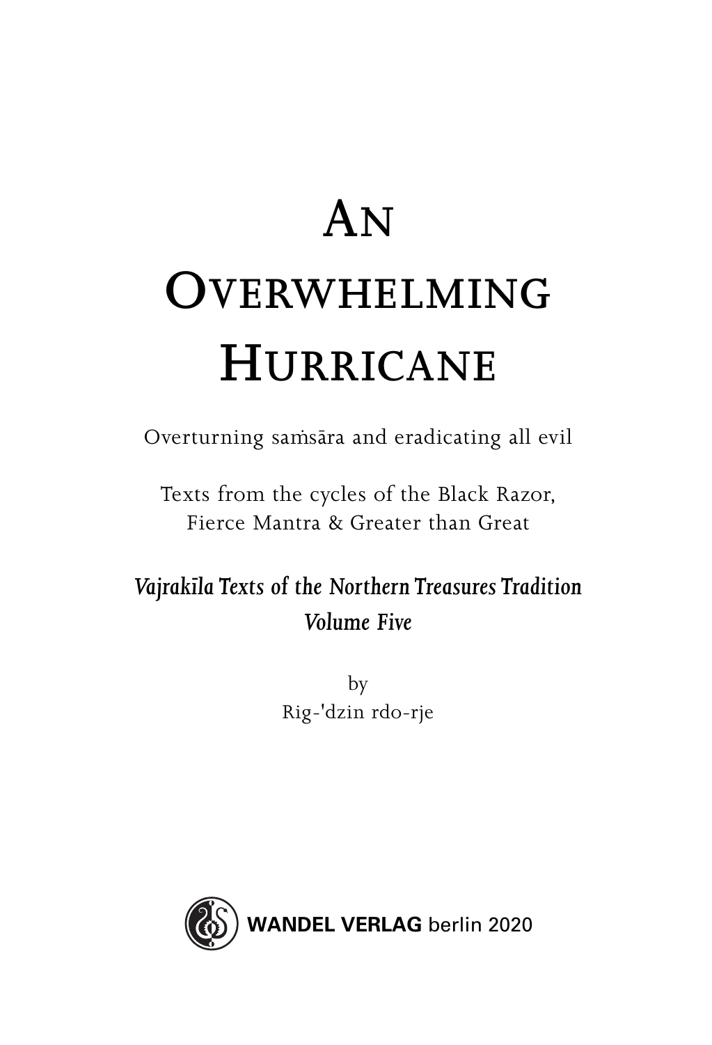# An Overwhelming Hurricane

Overturning saṁsāra and eradicating all evil

Texts from the cycles of the Black Razor,
Fierce Mantra & Greater than Great

***Vajrakīla Texts of the Northern Treasures Tradition***
***Volume Five***

by
Rig-'dzin rdo-rje

**WANDEL VERLAG** berlin 2020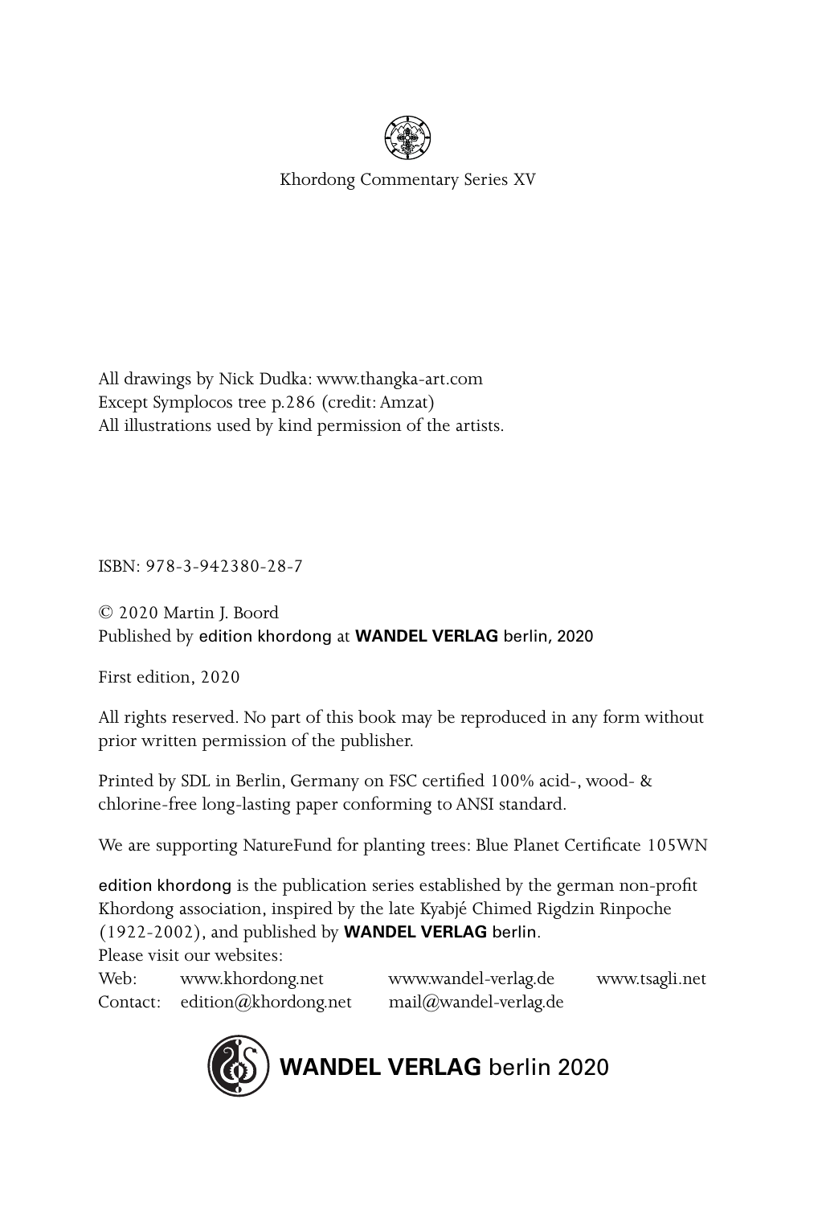Khordong Commentary Series XV

All drawings by Nick Dudka: www.thangka-art.com
Except Symplocos tree p.286 (credit: Amzat)
All illustrations used by kind permission of the artists.

ISBN: 978-3-942380-28-7

© 2020 Martin J. Boord
Published by edition khordong at **WANDEL VERLAG** berlin, 2020

First edition, 2020

All rights reserved. No part of this book may be reproduced in any form without prior written permission of the publisher.

Printed by SDL in Berlin, Germany on FSC certified 100% acid-, wood- & chlorine-free long-lasting paper conforming to ANSI standard.

We are supporting NatureFund for planting trees: Blue Planet Certificate 105WN

edition khordong is the publication series established by the german non-profit Khordong association, inspired by the late Kyabjé Chimed Rigdzin Rinpoche (1922-2002), and published by **WANDEL VERLAG** berlin.
Please visit our websites:

| | | | |
|---|---|---|---|
| Web: | www.khordong.net | www.wandel-verlag.de | www.tsagli.net |
| Contact: | edition@khordong.net | mail@wandel-verlag.de | |

**WANDEL VERLAG** berlin 2020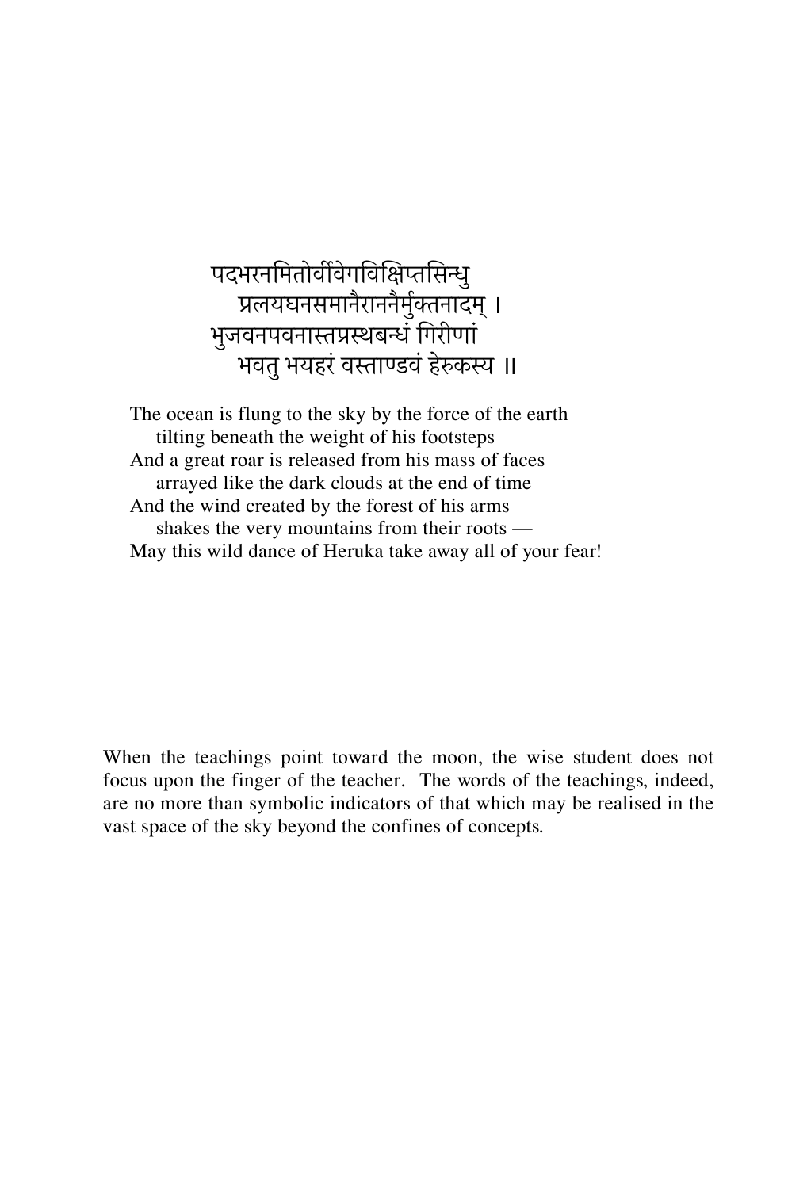पदभरनमितोर्वीवेगविक्षिप्तसिन्धु
  प्रलयघनसमानैराननैर्मुक्तनादम् ।
भुजवनपवनास्तप्रस्थबन्धं गिरीणां
  भवतु भयहरं वस्ताण्डवं हेरुकस्य ॥

The ocean is flung to the sky by the force of the earth
  tilting beneath the weight of his footsteps
And a great roar is released from his mass of faces
  arrayed like the dark clouds at the end of time
And the wind created by the forest of his arms
  shakes the very mountains from their roots —
May this wild dance of Heruka take away all of your fear!

When the teachings point toward the moon, the wise student does not focus upon the finger of the teacher. The words of the teachings, indeed, are no more than symbolic indicators of that which may be realised in the vast space of the sky beyond the confines of concepts.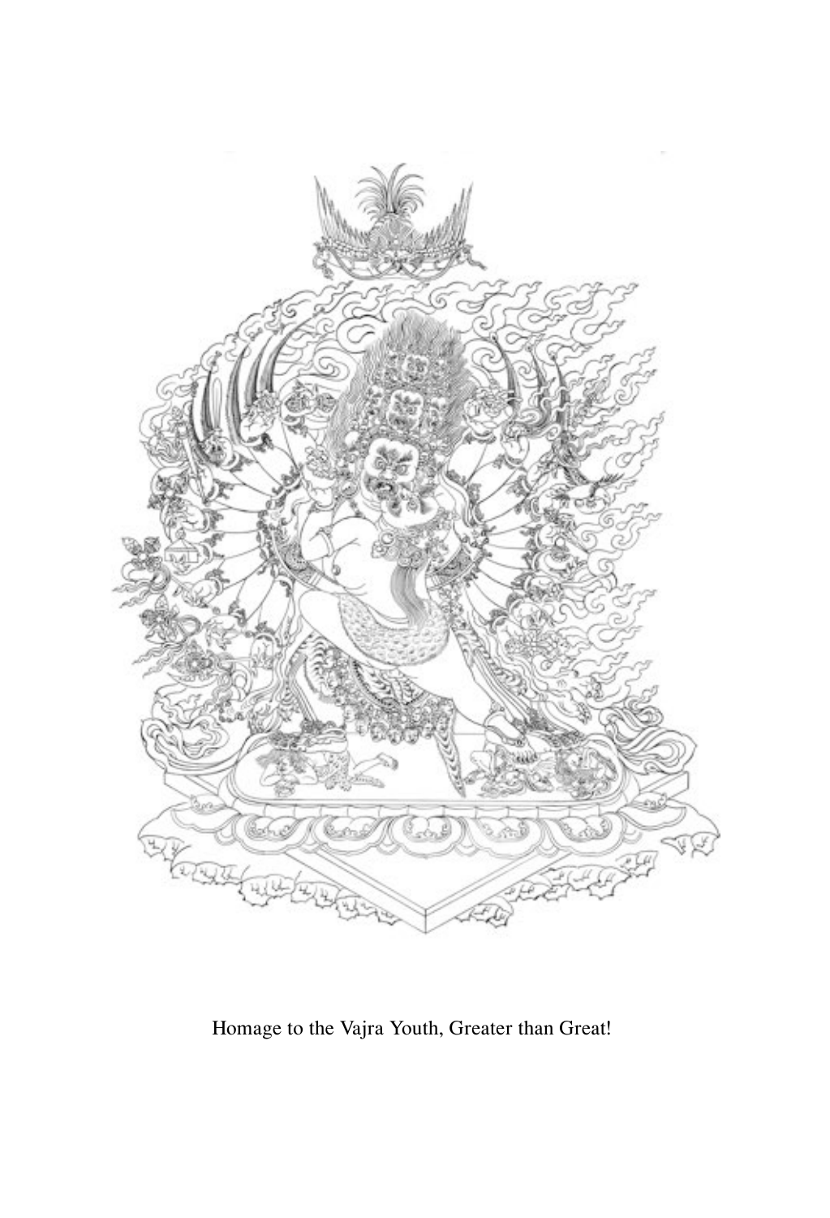Homage to the Vajra Youth, Greater than Great!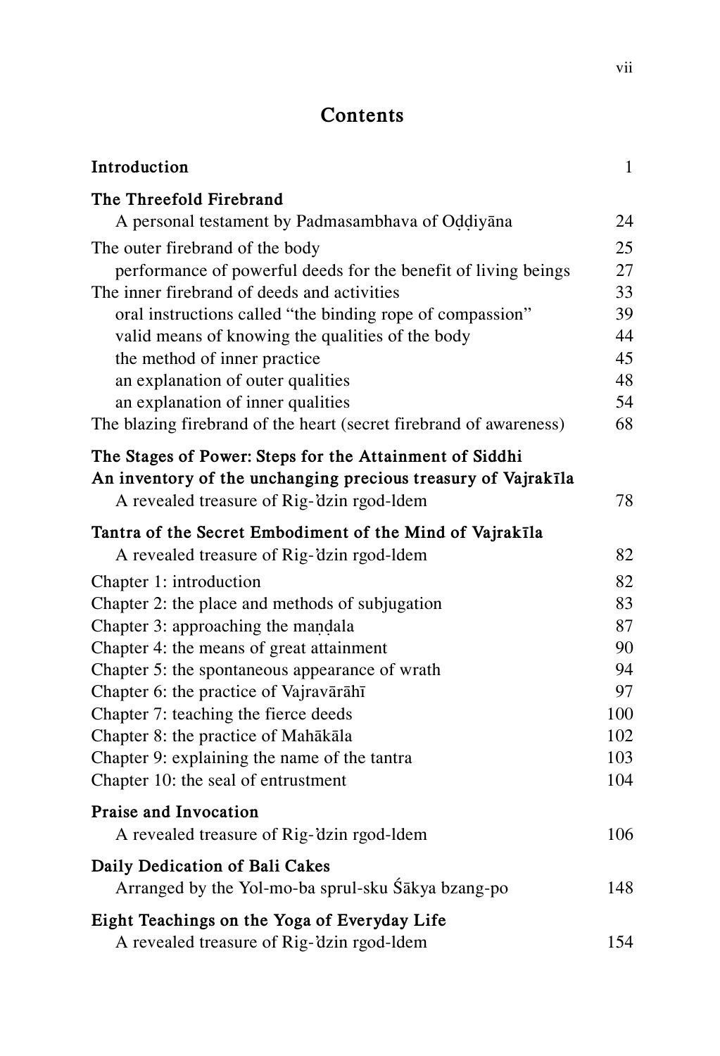# Contents

| | |
|---|---|
| **Introduction** | 1 |
| **The Threefold Firebrand** | |
| A personal testament by Padmasambhava of Oḍḍiyāna | 24 |
| The outer firebrand of the body | 25 |
| performance of powerful deeds for the benefit of living beings | 27 |
| The inner firebrand of deeds and activities | 33 |
| oral instructions called "the binding rope of compassion" | 39 |
| valid means of knowing the qualities of the body | 44 |
| the method of inner practice | 45 |
| an explanation of outer qualities | 48 |
| an explanation of inner qualities | 54 |
| The blazing firebrand of the heart (secret firebrand of awareness) | 68 |
| **The Stages of Power: Steps for the Attainment of Siddhi** | |
| **An inventory of the unchanging precious treasury of Vajrakīla** | |
| A revealed treasure of Rig-'dzin rgod-ldem | 78 |
| **Tantra of the Secret Embodiment of the Mind of Vajrakīla** | |
| A revealed treasure of Rig-'dzin rgod-ldem | 82 |
| Chapter 1: introduction | 82 |
| Chapter 2: the place and methods of subjugation | 83 |
| Chapter 3: approaching the maṇḍala | 87 |
| Chapter 4: the means of great attainment | 90 |
| Chapter 5: the spontaneous appearance of wrath | 94 |
| Chapter 6: the practice of Vajravārāhī | 97 |
| Chapter 7: teaching the fierce deeds | 100 |
| Chapter 8: the practice of Mahākāla | 102 |
| Chapter 9: explaining the name of the tantra | 103 |
| Chapter 10: the seal of entrustment | 104 |
| **Praise and Invocation** | |
| A revealed treasure of Rig-'dzin rgod-ldem | 106 |
| **Daily Dedication of Bali Cakes** | |
| Arranged by the Yol-mo-ba sprul-sku Śākya bzang-po | 148 |
| **Eight Teachings on the Yoga of Everyday Life** | |
| A revealed treasure of Rig-'dzin rgod-ldem | 154 |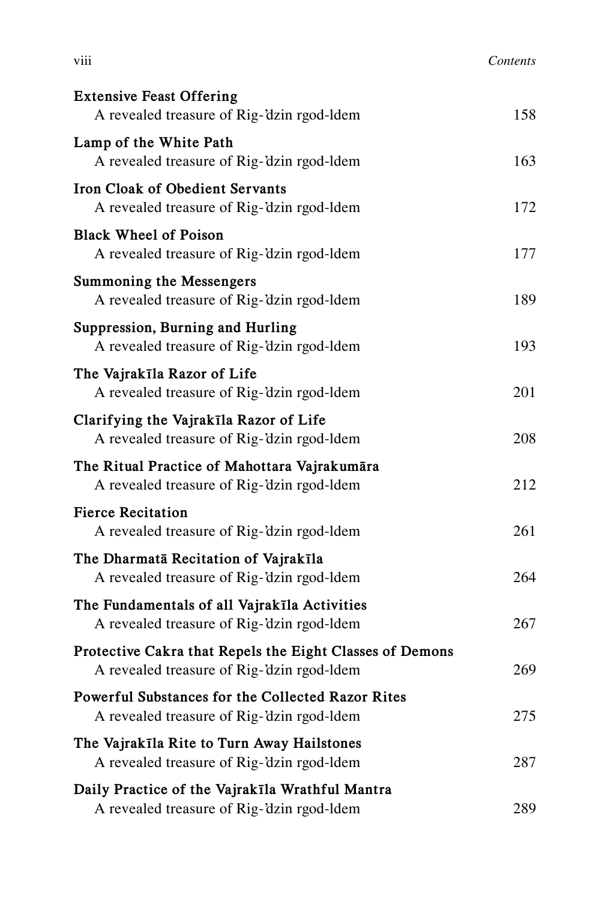**Extensive Feast Offering**
A revealed treasure of Rig-'dzin rgod-ldem 158

**Lamp of the White Path**
A revealed treasure of Rig-'dzin rgod-ldem 163

**Iron Cloak of Obedient Servants**
A revealed treasure of Rig-'dzin rgod-ldem 172

**Black Wheel of Poison**
A revealed treasure of Rig-'dzin rgod-ldem 177

**Summoning the Messengers**
A revealed treasure of Rig-'dzin rgod-ldem 189

**Suppression, Burning and Hurling**
A revealed treasure of Rig-'dzin rgod-ldem 193

**The Vajrakīla Razor of Life**
A revealed treasure of Rig-'dzin rgod-ldem 201

**Clarifying the Vajrakīla Razor of Life**
A revealed treasure of Rig-'dzin rgod-ldem 208

**The Ritual Practice of Mahottara Vajrakumāra**
A revealed treasure of Rig-'dzin rgod-ldem 212

**Fierce Recitation**
A revealed treasure of Rig-'dzin rgod-ldem 261

**The Dharmatā Recitation of Vajrakīla**
A revealed treasure of Rig-'dzin rgod-ldem 264

**The Fundamentals of all Vajrakīla Activities**
A revealed treasure of Rig-'dzin rgod-ldem 267

**Protective Cakra that Repels the Eight Classes of Demons**
A revealed treasure of Rig-'dzin rgod-ldem 269

**Powerful Substances for the Collected Razor Rites**
A revealed treasure of Rig-'dzin rgod-ldem 275

**The Vajrakīla Rite to Turn Away Hailstones**
A revealed treasure of Rig-'dzin rgod-ldem 287

**Daily Practice of the Vajrakīla Wrathful Mantra**
A revealed treasure of Rig-'dzin rgod-ldem 289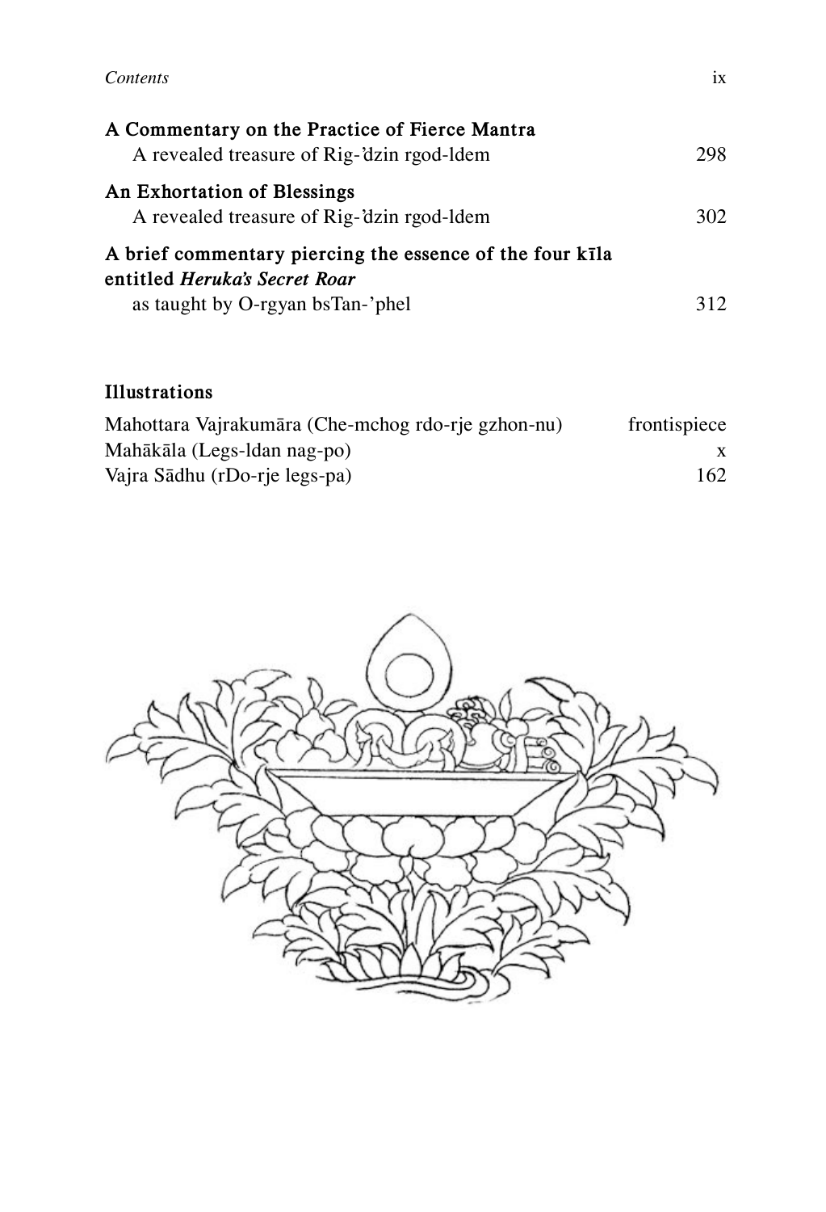**A Commentary on the Practice of Fierce Mantra**
A revealed treasure of Rig-'dzin rgod-ldem 298

**An Exhortation of Blessings**
A revealed treasure of Rig-'dzin rgod-ldem 302

**A brief commentary piercing the essence of the four kīla entitled *Heruka's Secret Roar***
as taught by O-rgyan bsTan-'phel 312

## Illustrations

| | |
|---|---|
| Mahottara Vajrakumāra (Che-mchog rdo-rje gzhon-nu) | frontispiece |
| Mahākāla (Legs-ldan nag-po) | x |
| Vajra Sādhu (rDo-rje legs-pa) | 162 |